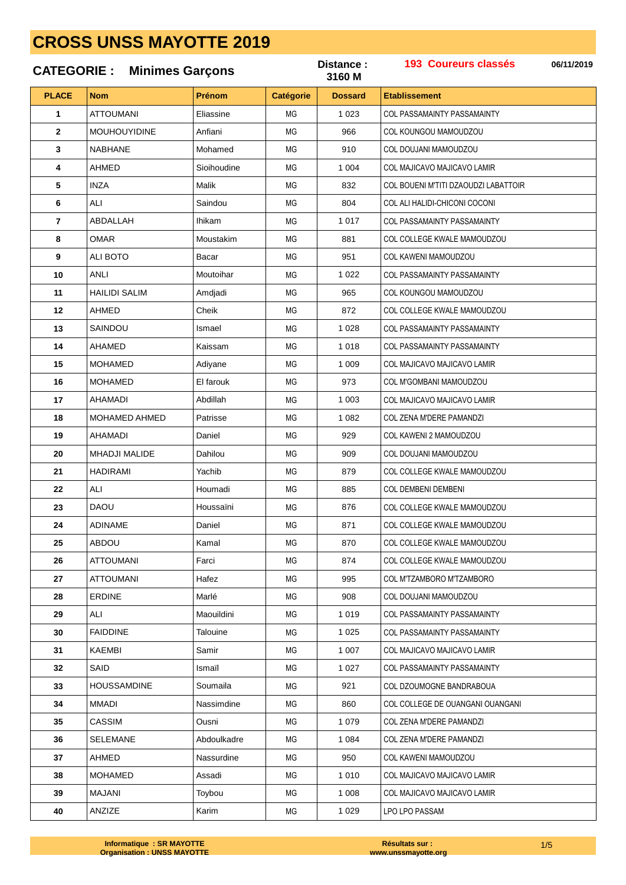# CROSS UNSS MAYOTTE 2019

**CATEGORIE : Minimes Garçons** | **Distance : 3160 M** | **193 Coureurs classés** | **06/11/2019**

| PLACE | Nom | Prénom | Catégorie | Dossard | Etablissement |
|---|---|---|---|---|---|
| 1 | ATTOUMANI | Eliassine | MG | 1 023 | COL PASSAMAINTY PASSAMAINTY |
| 2 | MOUHOUYIDINE | Anfiani | MG | 966 | COL KOUNGOU MAMOUDZOU |
| 3 | NABHANE | Mohamed | MG | 910 | COL DOUJANI MAMOUDZOU |
| 4 | AHMED | Sioihoudine | MG | 1 004 | COL MAJICAVO MAJICAVO LAMIR |
| 5 | INZA | Malik | MG | 832 | COL BOUENI M'TITI DZAOUDZI LABATTOIR |
| 6 | ALI | Saindou | MG | 804 | COL ALI HALIDI-CHICONI COCONI |
| 7 | ABDALLAH | Ihikam | MG | 1 017 | COL PASSAMAINTY PASSAMAINTY |
| 8 | OMAR | Moustakim | MG | 881 | COL COLLEGE KWALE MAMOUDZOU |
| 9 | ALI BOTO | Bacar | MG | 951 | COL KAWENI MAMOUDZOU |
| 10 | ANLI | Moutoihar | MG | 1 022 | COL PASSAMAINTY PASSAMAINTY |
| 11 | HAILIDI SALIM | Amdjadi | MG | 965 | COL KOUNGOU MAMOUDZOU |
| 12 | AHMED | Cheik | MG | 872 | COL COLLEGE KWALE MAMOUDZOU |
| 13 | SAINDOU | Ismael | MG | 1 028 | COL PASSAMAINTY PASSAMAINTY |
| 14 | AHAMED | Kaissam | MG | 1 018 | COL PASSAMAINTY PASSAMAINTY |
| 15 | MOHAMED | Adiyane | MG | 1 009 | COL MAJICAVO MAJICAVO LAMIR |
| 16 | MOHAMED | El farouk | MG | 973 | COL M'GOMBANI MAMOUDZOU |
| 17 | AHAMADI | Abdillah | MG | 1 003 | COL MAJICAVO MAJICAVO LAMIR |
| 18 | MOHAMED AHMED | Patrisse | MG | 1 082 | COL ZENA M'DERE PAMANDZI |
| 19 | AHAMADI | Daniel | MG | 929 | COL KAWENI 2 MAMOUDZOU |
| 20 | MHADJI MALIDE | Dahilou | MG | 909 | COL DOUJANI MAMOUDZOU |
| 21 | HADIRAMI | Yachib | MG | 879 | COL COLLEGE KWALE MAMOUDZOU |
| 22 | ALI | Houmadi | MG | 885 | COL DEMBENI DEMBENI |
| 23 | DAOU | Houssaïni | MG | 876 | COL COLLEGE KWALE MAMOUDZOU |
| 24 | ADINAME | Daniel | MG | 871 | COL COLLEGE KWALE MAMOUDZOU |
| 25 | ABDOU | Kamal | MG | 870 | COL COLLEGE KWALE MAMOUDZOU |
| 26 | ATTOUMANI | Farci | MG | 874 | COL COLLEGE KWALE MAMOUDZOU |
| 27 | ATTOUMANI | Hafez | MG | 995 | COL M'TZAMBORO M'TZAMBORO |
| 28 | ERDINE | Marlé | MG | 908 | COL DOUJANI MAMOUDZOU |
| 29 | ALI | Maouildini | MG | 1 019 | COL PASSAMAINTY PASSAMAINTY |
| 30 | FAIDDINE | Talouine | MG | 1 025 | COL PASSAMAINTY PASSAMAINTY |
| 31 | KAEMBI | Samir | MG | 1 007 | COL MAJICAVO MAJICAVO LAMIR |
| 32 | SAID | Ismaïl | MG | 1 027 | COL PASSAMAINTY PASSAMAINTY |
| 33 | HOUSSAMDINE | Soumaila | MG | 921 | COL DZOUMOGNE BANDRABOUA |
| 34 | MMADI | Nassimdine | MG | 860 | COL COLLEGE DE OUANGANI OUANGANI |
| 35 | CASSIM | Ousni | MG | 1 079 | COL ZENA M'DERE PAMANDZI |
| 36 | SELEMANE | Abdoulkadre | MG | 1 084 | COL ZENA M'DERE PAMANDZI |
| 37 | AHMED | Nassurdine | MG | 950 | COL KAWENI MAMOUDZOU |
| 38 | MOHAMED | Assadi | MG | 1 010 | COL MAJICAVO MAJICAVO LAMIR |
| 39 | MAJANI | Toybou | MG | 1 008 | COL MAJICAVO MAJICAVO LAMIR |
| 40 | ANZIZE | Karim | MG | 1 029 | LPO LPO PASSAM |

**Informatique : SR MAYOTTE**
**Organisation : UNSS MAYOTTE**

**Résultats sur : www.unssmayotte.org**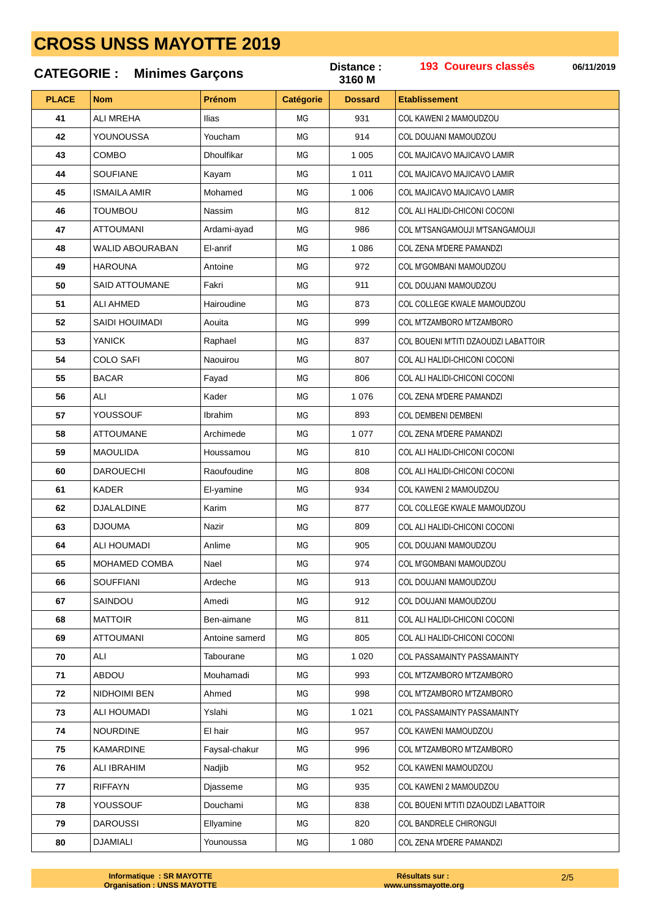# CROSS UNSS MAYOTTE 2019

**CATEGORIE : Minimes Garçons** | **Distance : 3160 M** | **193 Coureurs classés** | **06/11/2019**

| PLACE | Nom | Prénom | Catégorie | Dossard | Etablissement |
|---|---|---|---|---|---|
| 41 | ALI MREHA | Ilias | MG | 931 | COL KAWENI 2 MAMOUDZOU |
| 42 | YOUNOUSSA | Youcham | MG | 914 | COL DOUJANI MAMOUDZOU |
| 43 | COMBO | Dhoulfikar | MG | 1 005 | COL MAJICAVO MAJICAVO LAMIR |
| 44 | SOUFIANE | Kayam | MG | 1 011 | COL MAJICAVO MAJICAVO LAMIR |
| 45 | ISMAILA AMIR | Mohamed | MG | 1 006 | COL MAJICAVO MAJICAVO LAMIR |
| 46 | TOUMBOU | Nassim | MG | 812 | COL ALI HALIDI-CHICONI COCONI |
| 47 | ATTOUMANI | Ardami-ayad | MG | 986 | COL M'TSANGAMOUJI M'TSANGAMOUJI |
| 48 | WALID ABOURABAN | El-anrif | MG | 1 086 | COL ZENA M'DERE PAMANDZI |
| 49 | HAROUNA | Antoine | MG | 972 | COL M'GOMBANI MAMOUDZOU |
| 50 | SAID ATTOUMANE | Fakri | MG | 911 | COL DOUJANI MAMOUDZOU |
| 51 | ALI AHMED | Hairoudine | MG | 873 | COL COLLEGE KWALE MAMOUDZOU |
| 52 | SAIDI HOUIMADI | Aouita | MG | 999 | COL M'TZAMBORO M'TZAMBORO |
| 53 | YANICK | Raphael | MG | 837 | COL BOUENI M'TITI DZAOUDZI LABATTOIR |
| 54 | COLO SAFI | Naouirou | MG | 807 | COL ALI HALIDI-CHICONI COCONI |
| 55 | BACAR | Fayad | MG | 806 | COL ALI HALIDI-CHICONI COCONI |
| 56 | ALI | Kader | MG | 1 076 | COL ZENA M'DERE PAMANDZI |
| 57 | YOUSSOUF | Ibrahim | MG | 893 | COL DEMBENI DEMBENI |
| 58 | ATTOUMANE | Archimede | MG | 1 077 | COL ZENA M'DERE PAMANDZI |
| 59 | MAOULIDA | Houssamou | MG | 810 | COL ALI HALIDI-CHICONI COCONI |
| 60 | DAROUECHI | Raoufoudine | MG | 808 | COL ALI HALIDI-CHICONI COCONI |
| 61 | KADER | El-yamine | MG | 934 | COL KAWENI 2 MAMOUDZOU |
| 62 | DJALALDINE | Karim | MG | 877 | COL COLLEGE KWALE MAMOUDZOU |
| 63 | DJOUMA | Nazir | MG | 809 | COL ALI HALIDI-CHICONI COCONI |
| 64 | ALI HOUMADI | Anlime | MG | 905 | COL DOUJANI MAMOUDZOU |
| 65 | MOHAMED COMBA | Nael | MG | 974 | COL M'GOMBANI MAMOUDZOU |
| 66 | SOUFFIANI | Ardeche | MG | 913 | COL DOUJANI MAMOUDZOU |
| 67 | SAINDOU | Amedi | MG | 912 | COL DOUJANI MAMOUDZOU |
| 68 | MATTOIR | Ben-aimane | MG | 811 | COL ALI HALIDI-CHICONI COCONI |
| 69 | ATTOUMANI | Antoine samerd | MG | 805 | COL ALI HALIDI-CHICONI COCONI |
| 70 | ALI | Tabourane | MG | 1 020 | COL PASSAMAINTY PASSAMAINTY |
| 71 | ABDOU | Mouhamadi | MG | 993 | COL M'TZAMBORO M'TZAMBORO |
| 72 | NIDHOIMI BEN | Ahmed | MG | 998 | COL M'TZAMBORO M'TZAMBORO |
| 73 | ALI HOUMADI | Yslahi | MG | 1 021 | COL PASSAMAINTY PASSAMAINTY |
| 74 | NOURDINE | El hair | MG | 957 | COL KAWENI MAMOUDZOU |
| 75 | KAMARDINE | Faysal-chakur | MG | 996 | COL M'TZAMBORO M'TZAMBORO |
| 76 | ALI IBRAHIM | Nadjib | MG | 952 | COL KAWENI MAMOUDZOU |
| 77 | RIFFAYN | Djasseme | MG | 935 | COL KAWENI 2 MAMOUDZOU |
| 78 | YOUSSOUF | Douchami | MG | 838 | COL BOUENI M'TITI DZAOUDZI LABATTOIR |
| 79 | DAROUSSI | Ellyamine | MG | 820 | COL BANDRELE CHIRONGUI |
| 80 | DJAMIALI | Younoussa | MG | 1 080 | COL ZENA M'DERE PAMANDZI |

**Informatique : SR MAYOTTE**
**Organisation : UNSS MAYOTTE**

**Résultats sur : www.unssmayotte.org**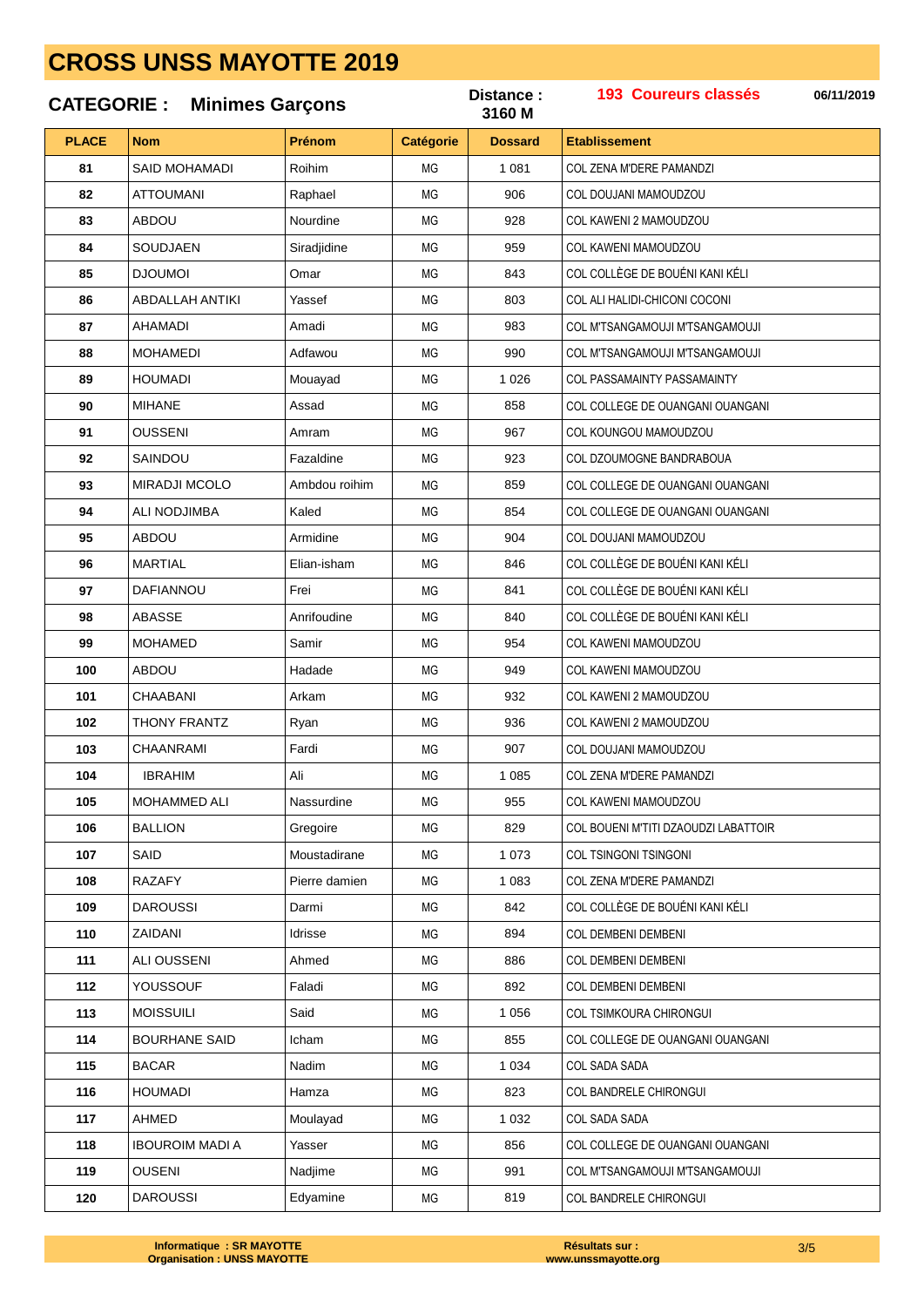# CROSS UNSS MAYOTTE 2019

**CATEGORIE : Minimes Garçons** | **Distance : 3160 M** | **193 Coureurs classés** | **06/11/2019**

| PLACE | Nom | Prénom | Catégorie | Dossard | Etablissement |
|---|---|---|---|---|---|
| 81 | SAID MOHAMADI | Roihim | MG | 1 081 | COL ZENA M'DERE PAMANDZI |
| 82 | ATTOUMANI | Raphael | MG | 906 | COL DOUJANI MAMOUDZOU |
| 83 | ABDOU | Nourdine | MG | 928 | COL KAWENI 2 MAMOUDZOU |
| 84 | SOUDJAEN | Siradjidine | MG | 959 | COL KAWENI MAMOUDZOU |
| 85 | DJOUMOI | Omar | MG | 843 | COL COLLÈGE DE BOUÉNI KANI KÉLI |
| 86 | ABDALLAH ANTIKI | Yassef | MG | 803 | COL ALI HALIDI-CHICONI COCONI |
| 87 | AHAMADI | Amadi | MG | 983 | COL M'TSANGAMOUJI M'TSANGAMOUJI |
| 88 | MOHAMEDI | Adfawou | MG | 990 | COL M'TSANGAMOUJI M'TSANGAMOUJI |
| 89 | HOUMADI | Mouayad | MG | 1 026 | COL PASSAMAINTY PASSAMAINTY |
| 90 | MIHANE | Assad | MG | 858 | COL COLLEGE DE OUANGANI OUANGANI |
| 91 | OUSSENI | Amram | MG | 967 | COL KOUNGOU MAMOUDZOU |
| 92 | SAINDOU | Fazaldine | MG | 923 | COL DZOUMOGNE BANDRABOUA |
| 93 | MIRADJI MCOLO | Ambdou roihim | MG | 859 | COL COLLEGE DE OUANGANI OUANGANI |
| 94 | ALI NODJIMBA | Kaled | MG | 854 | COL COLLEGE DE OUANGANI OUANGANI |
| 95 | ABDOU | Armidine | MG | 904 | COL DOUJANI MAMOUDZOU |
| 96 | MARTIAL | Elian-isham | MG | 846 | COL COLLÈGE DE BOUÉNI KANI KÉLI |
| 97 | DAFIANNOU | Frei | MG | 841 | COL COLLÈGE DE BOUÉNI KANI KÉLI |
| 98 | ABASSE | Anrifoudine | MG | 840 | COL COLLÈGE DE BOUÉNI KANI KÉLI |
| 99 | MOHAMED | Samir | MG | 954 | COL KAWENI MAMOUDZOU |
| 100 | ABDOU | Hadade | MG | 949 | COL KAWENI MAMOUDZOU |
| 101 | CHAABANI | Arkam | MG | 932 | COL KAWENI 2 MAMOUDZOU |
| 102 | THONY FRANTZ | Ryan | MG | 936 | COL KAWENI 2 MAMOUDZOU |
| 103 | CHAANRAMI | Fardi | MG | 907 | COL DOUJANI MAMOUDZOU |
| 104 | IBRAHIM | Ali | MG | 1 085 | COL ZENA M'DERE PAMANDZI |
| 105 | MOHAMMED ALI | Nassurdine | MG | 955 | COL KAWENI MAMOUDZOU |
| 106 | BALLION | Gregoire | MG | 829 | COL BOUENI M'TITI DZAOUDZI LABATTOIR |
| 107 | SAID | Moustadirane | MG | 1 073 | COL TSINGONI TSINGONI |
| 108 | RAZAFY | Pierre damien | MG | 1 083 | COL ZENA M'DERE PAMANDZI |
| 109 | DAROUSSI | Darmi | MG | 842 | COL COLLÈGE DE BOUÉNI KANI KÉLI |
| 110 | ZAIDANI | Idrisse | MG | 894 | COL DEMBENI DEMBENI |
| 111 | ALI OUSSENI | Ahmed | MG | 886 | COL DEMBENI DEMBENI |
| 112 | YOUSSOUF | Faladi | MG | 892 | COL DEMBENI DEMBENI |
| 113 | MOISSUILI | Said | MG | 1 056 | COL TSIMKOURA CHIRONGUI |
| 114 | BOURHANE SAID | Icham | MG | 855 | COL COLLEGE DE OUANGANI OUANGANI |
| 115 | BACAR | Nadim | MG | 1 034 | COL SADA SADA |
| 116 | HOUMADI | Hamza | MG | 823 | COL BANDRELE CHIRONGUI |
| 117 | AHMED | Moulayad | MG | 1 032 | COL SADA SADA |
| 118 | IBOUROIM MADI A | Yasser | MG | 856 | COL COLLEGE DE OUANGANI OUANGANI |
| 119 | OUSENI | Nadjime | MG | 991 | COL M'TSANGAMOUJI M'TSANGAMOUJI |
| 120 | DAROUSSI | Edyamine | MG | 819 | COL BANDRELE CHIRONGUI |

**Informatique : SR MAYOTTE**
**Organisation : UNSS MAYOTTE**

**Résultats sur : www.unssmayotte.org**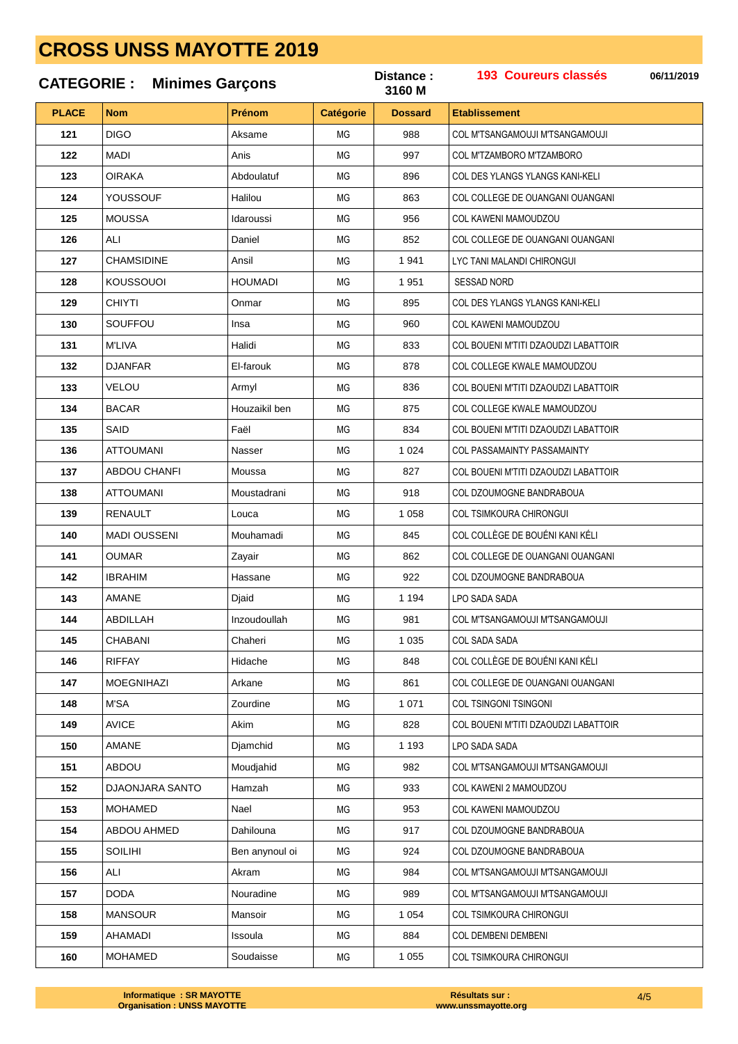# CROSS UNSS MAYOTTE 2019

**CATEGORIE : Minimes Garçons** **Distance : 3160 M** **193 Coureurs classés** **06/11/2019**

| PLACE | Nom | Prénom | Catégorie | Dossard | Etablissement |
|---|---|---|---|---|---|
| 121 | DIGO | Aksame | MG | 988 | COL M'TSANGAMOUJI M'TSANGAMOUJI |
| 122 | MADI | Anis | MG | 997 | COL M'TZAMBORO M'TZAMBORO |
| 123 | OIRAKA | Abdoulatuf | MG | 896 | COL DES YLANGS YLANGS KANI-KELI |
| 124 | YOUSSOUF | Halilou | MG | 863 | COL COLLEGE DE OUANGANI OUANGANI |
| 125 | MOUSSA | Idaroussi | MG | 956 | COL KAWENI MAMOUDZOU |
| 126 | ALI | Daniel | MG | 852 | COL COLLEGE DE OUANGANI OUANGANI |
| 127 | CHAMSIDINE | Ansil | MG | 1 941 | LYC TANI MALANDI CHIRONGUI |
| 128 | KOUSSOUOI | HOUMADI | MG | 1 951 | SESSAD NORD |
| 129 | CHIYTI | Onmar | MG | 895 | COL DES YLANGS YLANGS KANI-KELI |
| 130 | SOUFFOU | Insa | MG | 960 | COL KAWENI MAMOUDZOU |
| 131 | M'LIVA | Halidi | MG | 833 | COL BOUENI M'TITI DZAOUDZI LABATTOIR |
| 132 | DJANFAR | El-farouk | MG | 878 | COL COLLEGE KWALE MAMOUDZOU |
| 133 | VELOU | Armyl | MG | 836 | COL BOUENI M'TITI DZAOUDZI LABATTOIR |
| 134 | BACAR | Houzaikil ben | MG | 875 | COL COLLEGE KWALE MAMOUDZOU |
| 135 | SAID | Faël | MG | 834 | COL BOUENI M'TITI DZAOUDZI LABATTOIR |
| 136 | ATTOUMANI | Nasser | MG | 1 024 | COL PASSAMAINTY PASSAMAINTY |
| 137 | ABDOU CHANFI | Moussa | MG | 827 | COL BOUENI M'TITI DZAOUDZI LABATTOIR |
| 138 | ATTOUMANI | Moustadrani | MG | 918 | COL DZOUMOGNE BANDRABOUA |
| 139 | RENAULT | Louca | MG | 1 058 | COL TSIMKOURA CHIRONGUI |
| 140 | MADI OUSSENI | Mouhamadi | MG | 845 | COL COLLÈGE DE BOUÉNI KANI KÉLI |
| 141 | OUMAR | Zayair | MG | 862 | COL COLLEGE DE OUANGANI OUANGANI |
| 142 | IBRAHIM | Hassane | MG | 922 | COL DZOUMOGNE BANDRABOUA |
| 143 | AMANE | Djaid | MG | 1 194 | LPO SADA SADA |
| 144 | ABDILLAH | Inzoudoullah | MG | 981 | COL M'TSANGAMOUJI M'TSANGAMOUJI |
| 145 | CHABANI | Chaheri | MG | 1 035 | COL SADA SADA |
| 146 | RIFFAY | Hidache | MG | 848 | COL COLLÈGE DE BOUÉNI KANI KÉLI |
| 147 | MOEGNIHAZI | Arkane | MG | 861 | COL COLLEGE DE OUANGANI OUANGANI |
| 148 | M'SA | Zourdine | MG | 1 071 | COL TSINGONI TSINGONI |
| 149 | AVICE | Akim | MG | 828 | COL BOUENI M'TITI DZAOUDZI LABATTOIR |
| 150 | AMANE | Djamchid | MG | 1 193 | LPO SADA SADA |
| 151 | ABDOU | Moudjahid | MG | 982 | COL M'TSANGAMOUJI M'TSANGAMOUJI |
| 152 | DJAONJARA SANTO | Hamzah | MG | 933 | COL KAWENI 2 MAMOUDZOU |
| 153 | MOHAMED | Nael | MG | 953 | COL KAWENI MAMOUDZOU |
| 154 | ABDOU AHMED | Dahilouna | MG | 917 | COL DZOUMOGNE BANDRABOUA |
| 155 | SOILIHI | Ben anynoul oi | MG | 924 | COL DZOUMOGNE BANDRABOUA |
| 156 | ALI | Akram | MG | 984 | COL M'TSANGAMOUJI M'TSANGAMOUJI |
| 157 | DODA | Nouradine | MG | 989 | COL M'TSANGAMOUJI M'TSANGAMOUJI |
| 158 | MANSOUR | Mansoir | MG | 1 054 | COL TSIMKOURA CHIRONGUI |
| 159 | AHAMADI | Issoula | MG | 884 | COL DEMBENI DEMBENI |
| 160 | MOHAMED | Soudaisse | MG | 1 055 | COL TSIMKOURA CHIRONGUI |

**Informatique : SR MAYOTTE**
**Organisation : UNSS MAYOTTE**

**Résultats sur :**
**www.unssmayotte.org**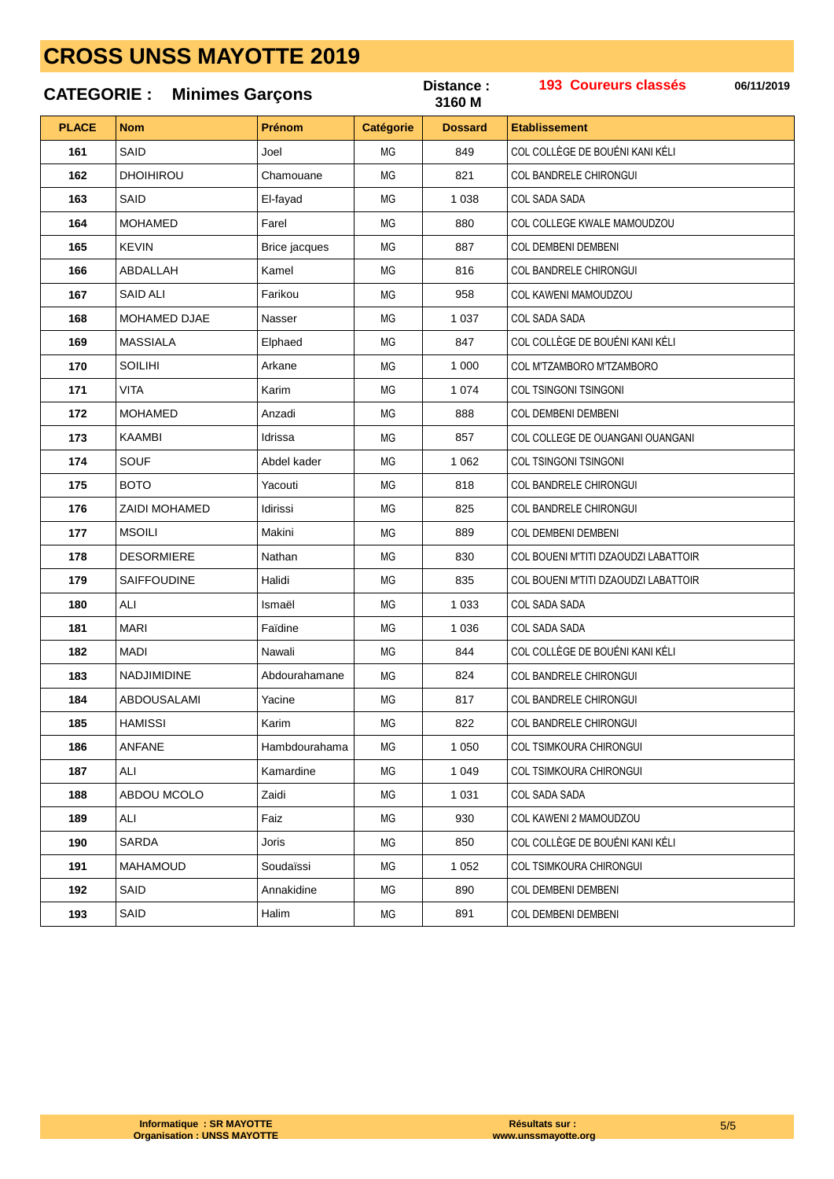# CROSS UNSS MAYOTTE 2019

**CATEGORIE : Minimes Garçons** **Distance : 3160 M** **193 Coureurs classés** **06/11/2019**

| PLACE | Nom | Prénom | Catégorie | Dossard | Etablissement |
|---|---|---|---|---|---|
| 161 | SAID | Joel | MG | 849 | COL COLLÈGE DE BOUÉNI KANI KÉLI |
| 162 | DHOIHIROU | Chamouane | MG | 821 | COL BANDRELE CHIRONGUI |
| 163 | SAID | El-fayad | MG | 1 038 | COL SADA SADA |
| 164 | MOHAMED | Farel | MG | 880 | COL COLLEGE KWALE MAMOUDZOU |
| 165 | KEVIN | Brice jacques | MG | 887 | COL DEMBENI DEMBENI |
| 166 | ABDALLAH | Kamel | MG | 816 | COL BANDRELE CHIRONGUI |
| 167 | SAID ALI | Farikou | MG | 958 | COL KAWENI MAMOUDZOU |
| 168 | MOHAMED DJAE | Nasser | MG | 1 037 | COL SADA SADA |
| 169 | MASSIALA | Elphaed | MG | 847 | COL COLLÈGE DE BOUÉNI KANI KÉLI |
| 170 | SOILIHI | Arkane | MG | 1 000 | COL M'TZAMBORO M'TZAMBORO |
| 171 | VITA | Karim | MG | 1 074 | COL TSINGONI TSINGONI |
| 172 | MOHAMED | Anzadi | MG | 888 | COL DEMBENI DEMBENI |
| 173 | KAAMBI | Idrissa | MG | 857 | COL COLLEGE DE OUANGANI OUANGANI |
| 174 | SOUF | Abdel kader | MG | 1 062 | COL TSINGONI TSINGONI |
| 175 | BOTO | Yacouti | MG | 818 | COL BANDRELE CHIRONGUI |
| 176 | ZAIDI MOHAMED | Idirissi | MG | 825 | COL BANDRELE CHIRONGUI |
| 177 | MSOILI | Makini | MG | 889 | COL DEMBENI DEMBENI |
| 178 | DESORMIERE | Nathan | MG | 830 | COL BOUENI M'TITI DZAOUDZI LABATTOIR |
| 179 | SAIFFOUDINE | Halidi | MG | 835 | COL BOUENI M'TITI DZAOUDZI LABATTOIR |
| 180 | ALI | Ismaël | MG | 1 033 | COL SADA SADA |
| 181 | MARI | Faïdine | MG | 1 036 | COL SADA SADA |
| 182 | MADI | Nawali | MG | 844 | COL COLLÈGE DE BOUÉNI KANI KÉLI |
| 183 | NADJIMIDINE | Abdourahamane | MG | 824 | COL BANDRELE CHIRONGUI |
| 184 | ABDOUSALAMI | Yacine | MG | 817 | COL BANDRELE CHIRONGUI |
| 185 | HAMISSI | Karim | MG | 822 | COL BANDRELE CHIRONGUI |
| 186 | ANFANE | Hambdourahama | MG | 1 050 | COL TSIMKOURA CHIRONGUI |
| 187 | ALI | Kamardine | MG | 1 049 | COL TSIMKOURA CHIRONGUI |
| 188 | ABDOU MCOLO | Zaidi | MG | 1 031 | COL SADA SADA |
| 189 | ALI | Faiz | MG | 930 | COL KAWENI 2 MAMOUDZOU |
| 190 | SARDA | Joris | MG | 850 | COL COLLÈGE DE BOUÉNI KANI KÉLI |
| 191 | MAHAMOUD | Soudaïssi | MG | 1 052 | COL TSIMKOURA CHIRONGUI |
| 192 | SAID | Annakidine | MG | 890 | COL DEMBENI DEMBENI |
| 193 | SAID | Halim | MG | 891 | COL DEMBENI DEMBENI |

**Informatique : SR MAYOTTE**
**Organisation : UNSS MAYOTTE**

**Résultats sur :**
**www.unssmayotte.org**